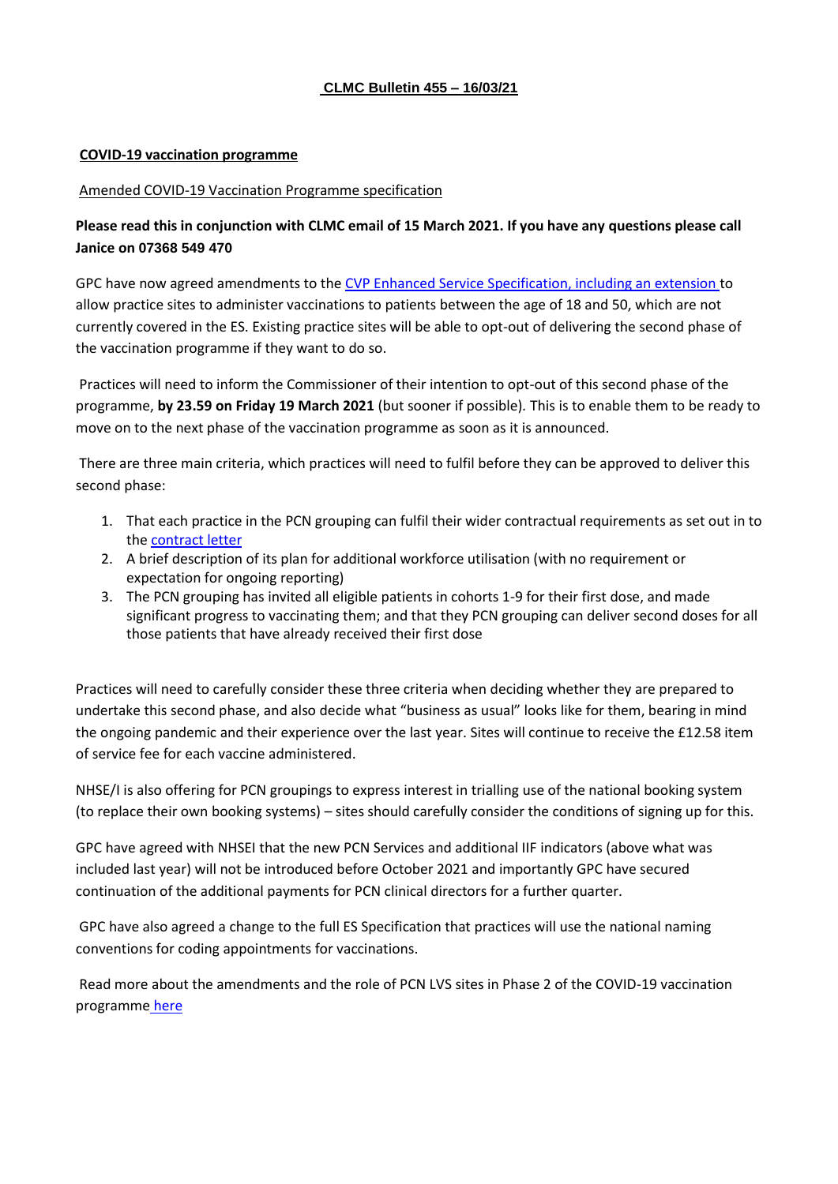# CLMC Bulletin 455 – 16/03/21

## COVID-19 vaccination programme

### Amended COVID-19 Vaccination Programme specification

**Please read this in conjunction with CLMC email of 15 March 2021. If you have any questions please call Janice on 07368 549 470**

GPC have now agreed amendments to the [CVP Enhanced Service Specification, including an extension](#) to allow practice sites to administer vaccinations to patients between the age of 18 and 50, which are not currently covered in the ES. Existing practice sites will be able to opt-out of delivering the second phase of the vaccination programme if they want to do so.

Practices will need to inform the Commissioner of their intention to opt-out of this second phase of the programme, **by 23.59 on Friday 19 March 2021** (but sooner if possible). This is to enable them to be ready to move on to the next phase of the vaccination programme as soon as it is announced.

There are three main criteria, which practices will need to fulfil before they can be approved to deliver this second phase:

1. That each practice in the PCN grouping can fulfil their wider contractual requirements as set out in to the [contract letter](#)
2. A brief description of its plan for additional workforce utilisation (with no requirement or expectation for ongoing reporting)
3. The PCN grouping has invited all eligible patients in cohorts 1-9 for their first dose, and made significant progress to vaccinating them; and that they PCN grouping can deliver second doses for all those patients that have already received their first dose

Practices will need to carefully consider these three criteria when deciding whether they are prepared to undertake this second phase, and also decide what "business as usual" looks like for them, bearing in mind the ongoing pandemic and their experience over the last year. Sites will continue to receive the £12.58 item of service fee for each vaccine administered.

NHSE/I is also offering for PCN groupings to express interest in trialling use of the national booking system (to replace their own booking systems) – sites should carefully consider the conditions of signing up for this.

GPC have agreed with NHSEI that the new PCN Services and additional IIF indicators (above what was included last year) will not be introduced before October 2021 and importantly GPC have secured continuation of the additional payments for PCN clinical directors for a further quarter.

GPC have also agreed a change to the full ES Specification that practices will use the national naming conventions for coding appointments for vaccinations.

Read more about the amendments and the role of PCN LVS sites in Phase 2 of the COVID-19 vaccination programme [here](#)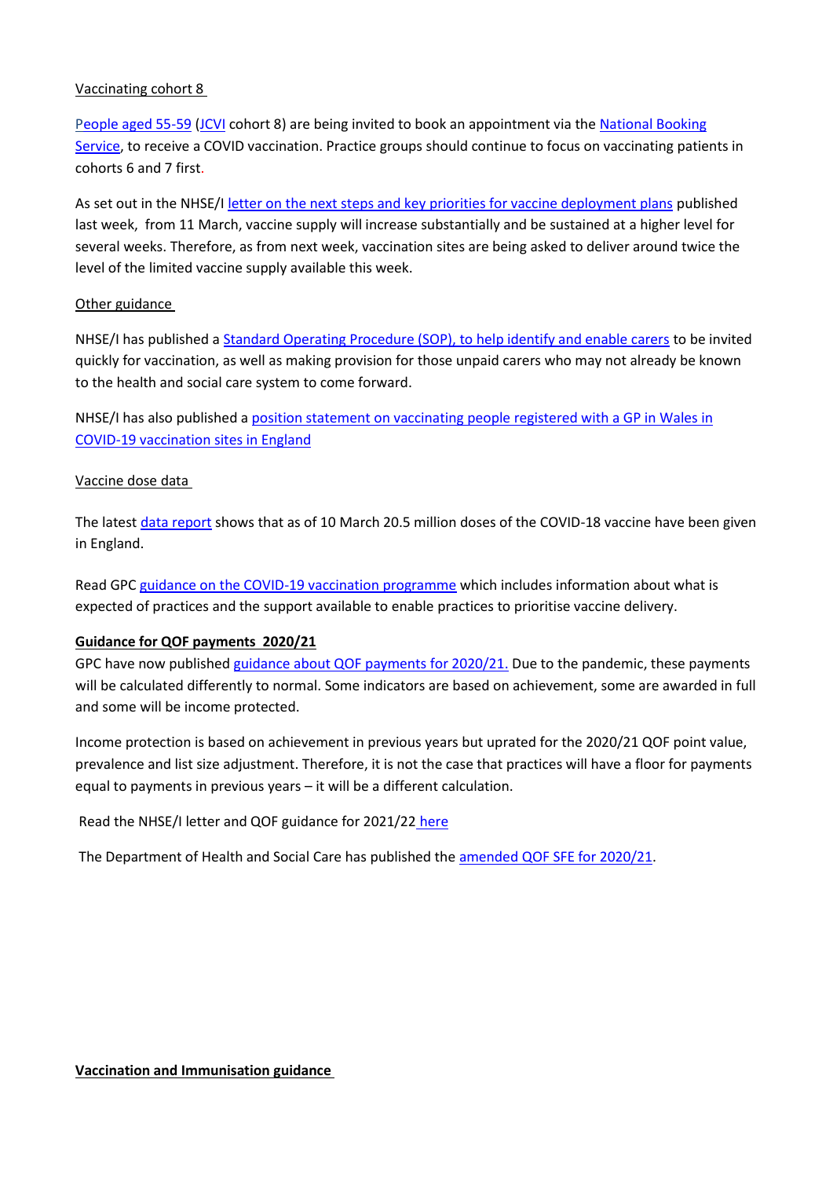Vaccinating cohort 8

People aged 55-59 (JCVI cohort 8) are being invited to book an appointment via the National Booking Service, to receive a COVID vaccination. Practice groups should continue to focus on vaccinating patients in cohorts 6 and 7 first.

As set out in the NHSE/I letter on the next steps and key priorities for vaccine deployment plans published last week, from 11 March, vaccine supply will increase substantially and be sustained at a higher level for several weeks. Therefore, as from next week, vaccination sites are being asked to deliver around twice the level of the limited vaccine supply available this week.

Other guidance

NHSE/I has published a Standard Operating Procedure (SOP), to help identify and enable carers to be invited quickly for vaccination, as well as making provision for those unpaid carers who may not already be known to the health and social care system to come forward.

NHSE/I has also published a position statement on vaccinating people registered with a GP in Wales in COVID-19 vaccination sites in England

Vaccine dose data

The latest data report shows that as of 10 March 20.5 million doses of the COVID-18 vaccine have been given in England.

Read GPC guidance on the COVID-19 vaccination programme which includes information about what is expected of practices and the support available to enable practices to prioritise vaccine delivery.

**Guidance for QOF payments 2020/21**

GPC have now published guidance about QOF payments for 2020/21. Due to the pandemic, these payments will be calculated differently to normal. Some indicators are based on achievement, some are awarded in full and some will be income protected.

Income protection is based on achievement in previous years but uprated for the 2020/21 QOF point value, prevalence and list size adjustment. Therefore, it is not the case that practices will have a floor for payments equal to payments in previous years – it will be a different calculation.

Read the NHSE/I letter and QOF guidance for 2021/22 here

The Department of Health and Social Care has published the amended QOF SFE for 2020/21.

**Vaccination and Immunisation guidance**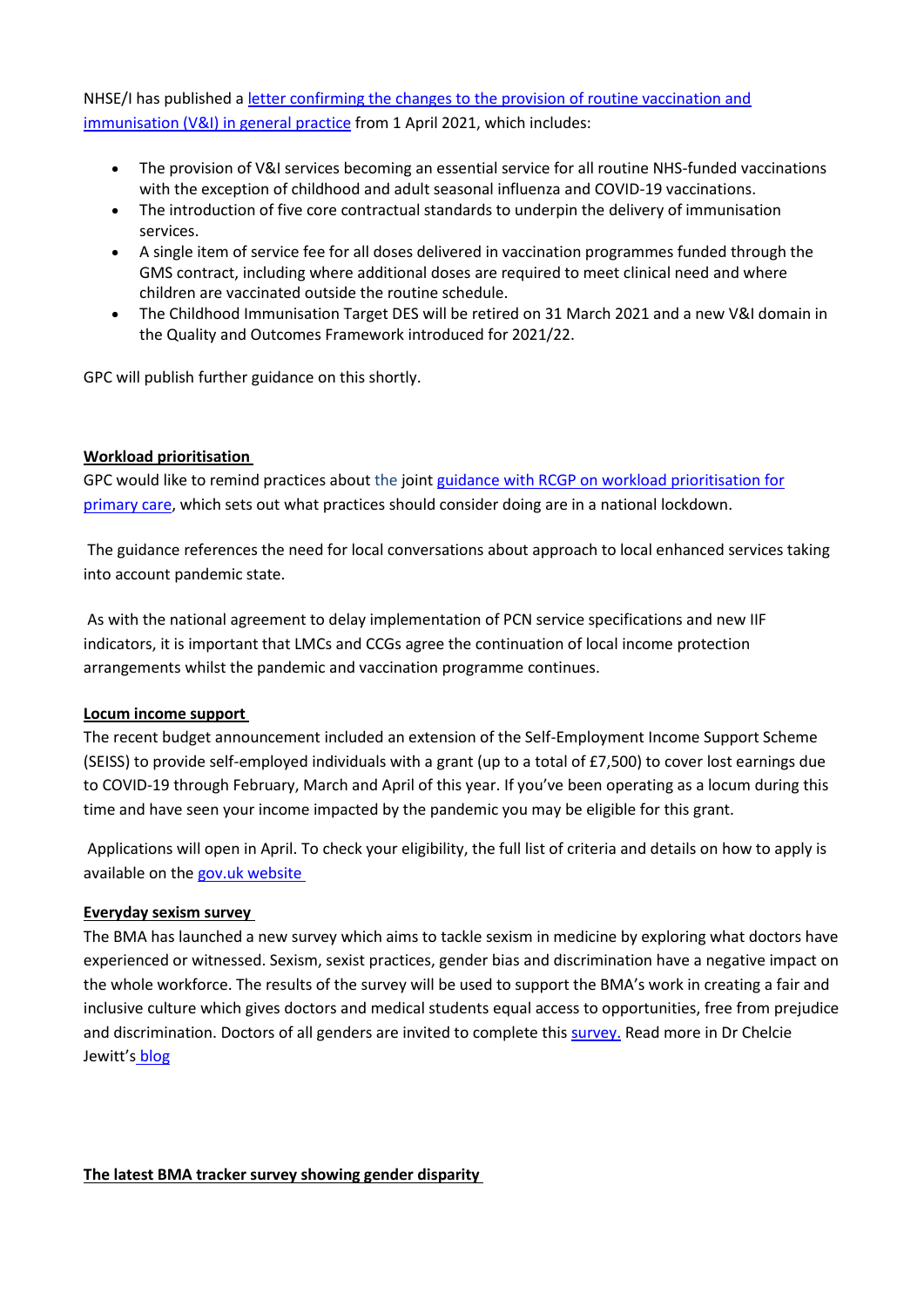NHSE/I has published a [letter confirming the changes to the provision of routine vaccination and immunisation (V&I) in general practice](#) from 1 April 2021, which includes:

- The provision of V&I services becoming an essential service for all routine NHS-funded vaccinations with the exception of childhood and adult seasonal influenza and COVID-19 vaccinations.
- The introduction of five core contractual standards to underpin the delivery of immunisation services.
- A single item of service fee for all doses delivered in vaccination programmes funded through the GMS contract, including where additional doses are required to meet clinical need and where children are vaccinated outside the routine schedule.
- The Childhood Immunisation Target DES will be retired on 31 March 2021 and a new V&I domain in the Quality and Outcomes Framework introduced for 2021/22.

GPC will publish further guidance on this shortly.

**Workload prioritisation**

GPC would like to remind practices about the joint [guidance with RCGP on workload prioritisation for primary care](#), which sets out what practices should consider doing are in a national lockdown.

The guidance references the need for local conversations about approach to local enhanced services taking into account pandemic state.

As with the national agreement to delay implementation of PCN service specifications and new IIF indicators, it is important that LMCs and CCGs agree the continuation of local income protection arrangements whilst the pandemic and vaccination programme continues.

**Locum income support**

The recent budget announcement included an extension of the Self-Employment Income Support Scheme (SEISS) to provide self-employed individuals with a grant (up to a total of £7,500) to cover lost earnings due to COVID-19 through February, March and April of this year. If you've been operating as a locum during this time and have seen your income impacted by the pandemic you may be eligible for this grant.

Applications will open in April. To check your eligibility, the full list of criteria and details on how to apply is available on the [gov.uk website](#)

**Everyday sexism survey**

The BMA has launched a new survey which aims to tackle sexism in medicine by exploring what doctors have experienced or witnessed. Sexism, sexist practices, gender bias and discrimination have a negative impact on the whole workforce. The results of the survey will be used to support the BMA's work in creating a fair and inclusive culture which gives doctors and medical students equal access to opportunities, free from prejudice and discrimination. Doctors of all genders are invited to complete this [survey.](#) Read more in Dr Chelcie Jewitt's [blog](#)

**The latest BMA tracker survey showing gender disparity**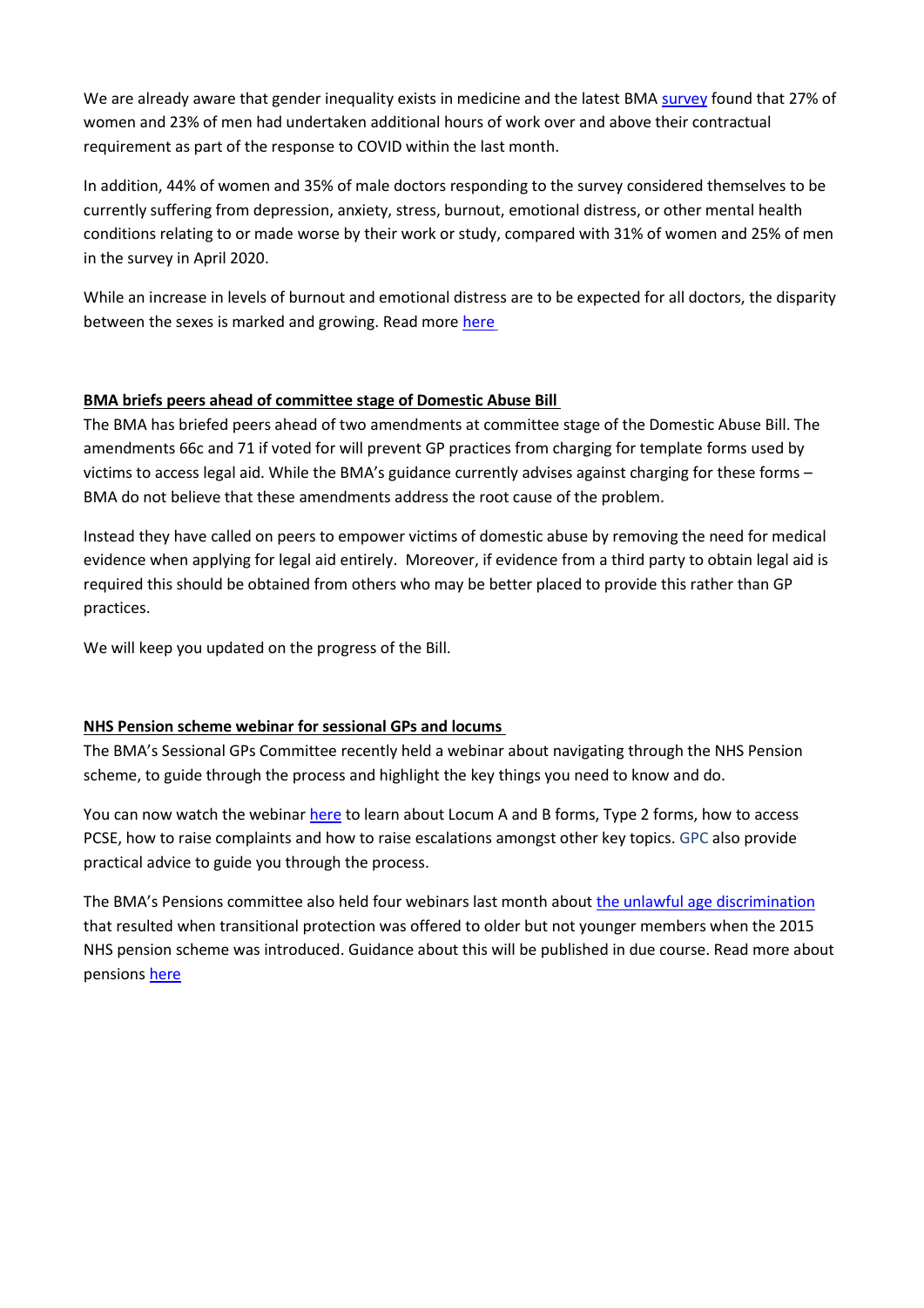We are already aware that gender inequality exists in medicine and the latest BMA survey found that 27% of women and 23% of men had undertaken additional hours of work over and above their contractual requirement as part of the response to COVID within the last month.

In addition, 44% of women and 35% of male doctors responding to the survey considered themselves to be currently suffering from depression, anxiety, stress, burnout, emotional distress, or other mental health conditions relating to or made worse by their work or study, compared with 31% of women and 25% of men in the survey in April 2020.

While an increase in levels of burnout and emotional distress are to be expected for all doctors, the disparity between the sexes is marked and growing. Read more here

**BMA briefs peers ahead of committee stage of Domestic Abuse Bill**

The BMA has briefed peers ahead of two amendments at committee stage of the Domestic Abuse Bill. The amendments 66c and 71 if voted for will prevent GP practices from charging for template forms used by victims to access legal aid. While the BMA's guidance currently advises against charging for these forms – BMA do not believe that these amendments address the root cause of the problem.

Instead they have called on peers to empower victims of domestic abuse by removing the need for medical evidence when applying for legal aid entirely. Moreover, if evidence from a third party to obtain legal aid is required this should be obtained from others who may be better placed to provide this rather than GP practices.

We will keep you updated on the progress of the Bill.

**NHS Pension scheme webinar for sessional GPs and locums**

The BMA's Sessional GPs Committee recently held a webinar about navigating through the NHS Pension scheme, to guide through the process and highlight the key things you need to know and do.

You can now watch the webinar here to learn about Locum A and B forms, Type 2 forms, how to access PCSE, how to raise complaints and how to raise escalations amongst other key topics. GPC also provide practical advice to guide you through the process.

The BMA's Pensions committee also held four webinars last month about the unlawful age discrimination that resulted when transitional protection was offered to older but not younger members when the 2015 NHS pension scheme was introduced. Guidance about this will be published in due course. Read more about pensions here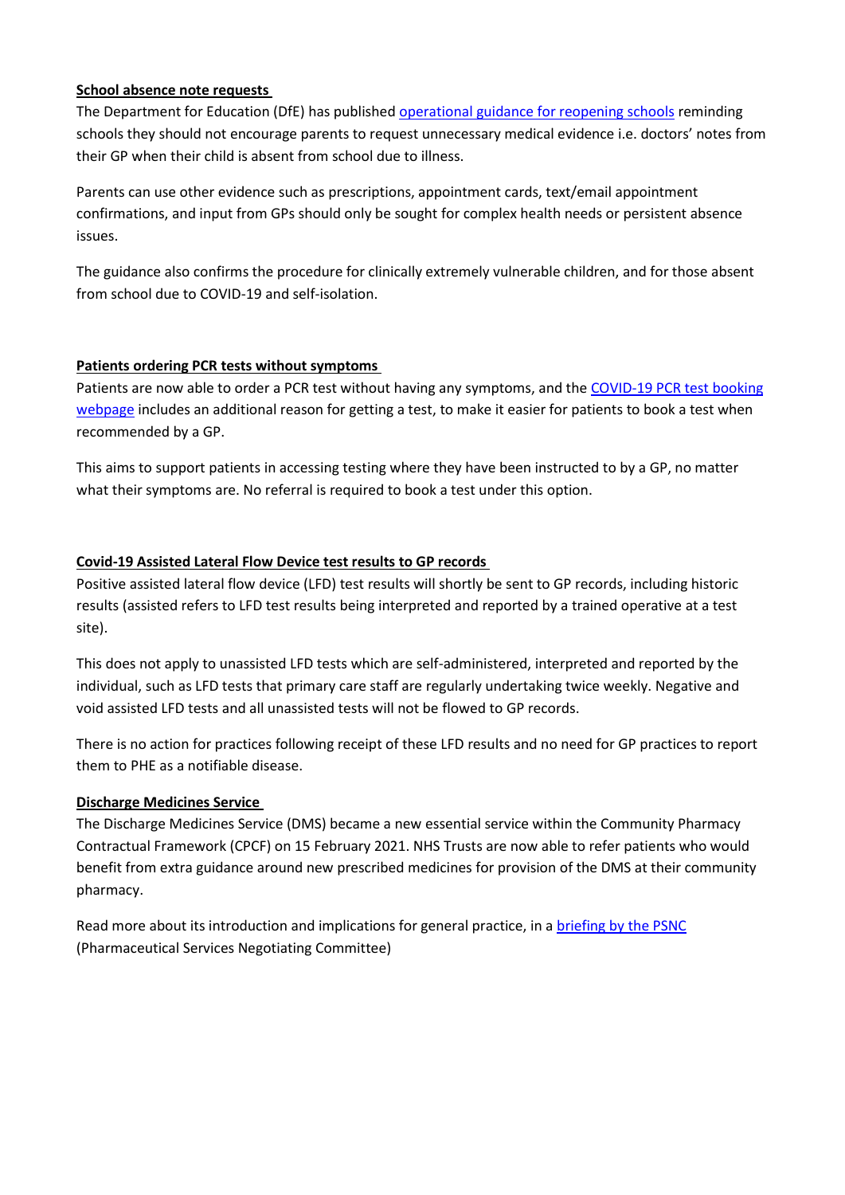**School absence note requests**

The Department for Education (DfE) has published operational guidance for reopening schools reminding schools they should not encourage parents to request unnecessary medical evidence i.e. doctors' notes from their GP when their child is absent from school due to illness.

Parents can use other evidence such as prescriptions, appointment cards, text/email appointment confirmations, and input from GPs should only be sought for complex health needs or persistent absence issues.

The guidance also confirms the procedure for clinically extremely vulnerable children, and for those absent from school due to COVID-19 and self-isolation.

**Patients ordering PCR tests without symptoms**

Patients are now able to order a PCR test without having any symptoms, and the COVID-19 PCR test booking webpage includes an additional reason for getting a test, to make it easier for patients to book a test when recommended by a GP.

This aims to support patients in accessing testing where they have been instructed to by a GP, no matter what their symptoms are. No referral is required to book a test under this option.

**Covid-19 Assisted Lateral Flow Device test results to GP records**

Positive assisted lateral flow device (LFD) test results will shortly be sent to GP records, including historic results (assisted refers to LFD test results being interpreted and reported by a trained operative at a test site).

This does not apply to unassisted LFD tests which are self-administered, interpreted and reported by the individual, such as LFD tests that primary care staff are regularly undertaking twice weekly. Negative and void assisted LFD tests and all unassisted tests will not be flowed to GP records.

There is no action for practices following receipt of these LFD results and no need for GP practices to report them to PHE as a notifiable disease.

**Discharge Medicines Service**

The Discharge Medicines Service (DMS) became a new essential service within the Community Pharmacy Contractual Framework (CPCF) on 15 February 2021. NHS Trusts are now able to refer patients who would benefit from extra guidance around new prescribed medicines for provision of the DMS at their community pharmacy.

Read more about its introduction and implications for general practice, in a briefing by the PSNC (Pharmaceutical Services Negotiating Committee)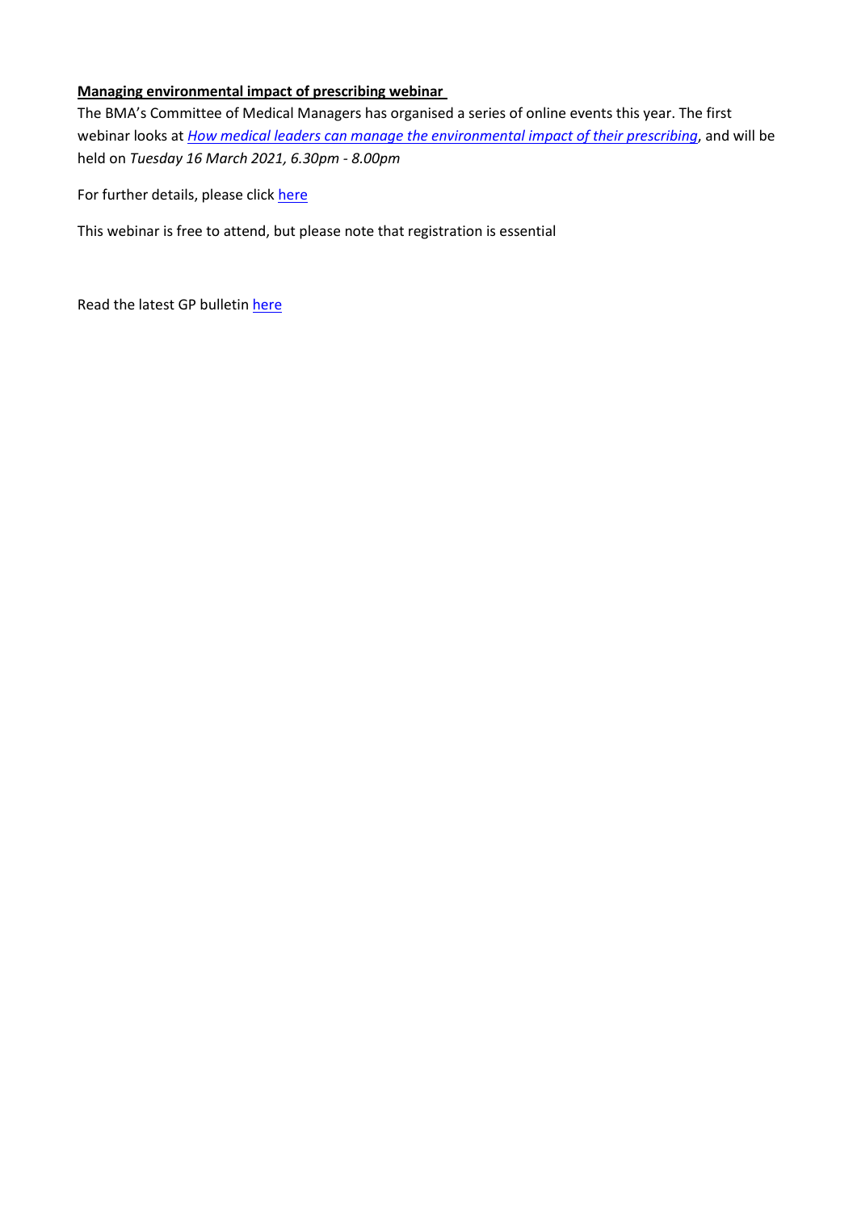**Managing environmental impact of prescribing webinar**

The BMA's Committee of Medical Managers has organised a series of online events this year. The first webinar looks at *How medical leaders can manage the environmental impact of their prescribing*, and will be held on *Tuesday 16 March 2021, 6.30pm - 8.00pm*

For further details, please click here

This webinar is free to attend, but please note that registration is essential

Read the latest GP bulletin here